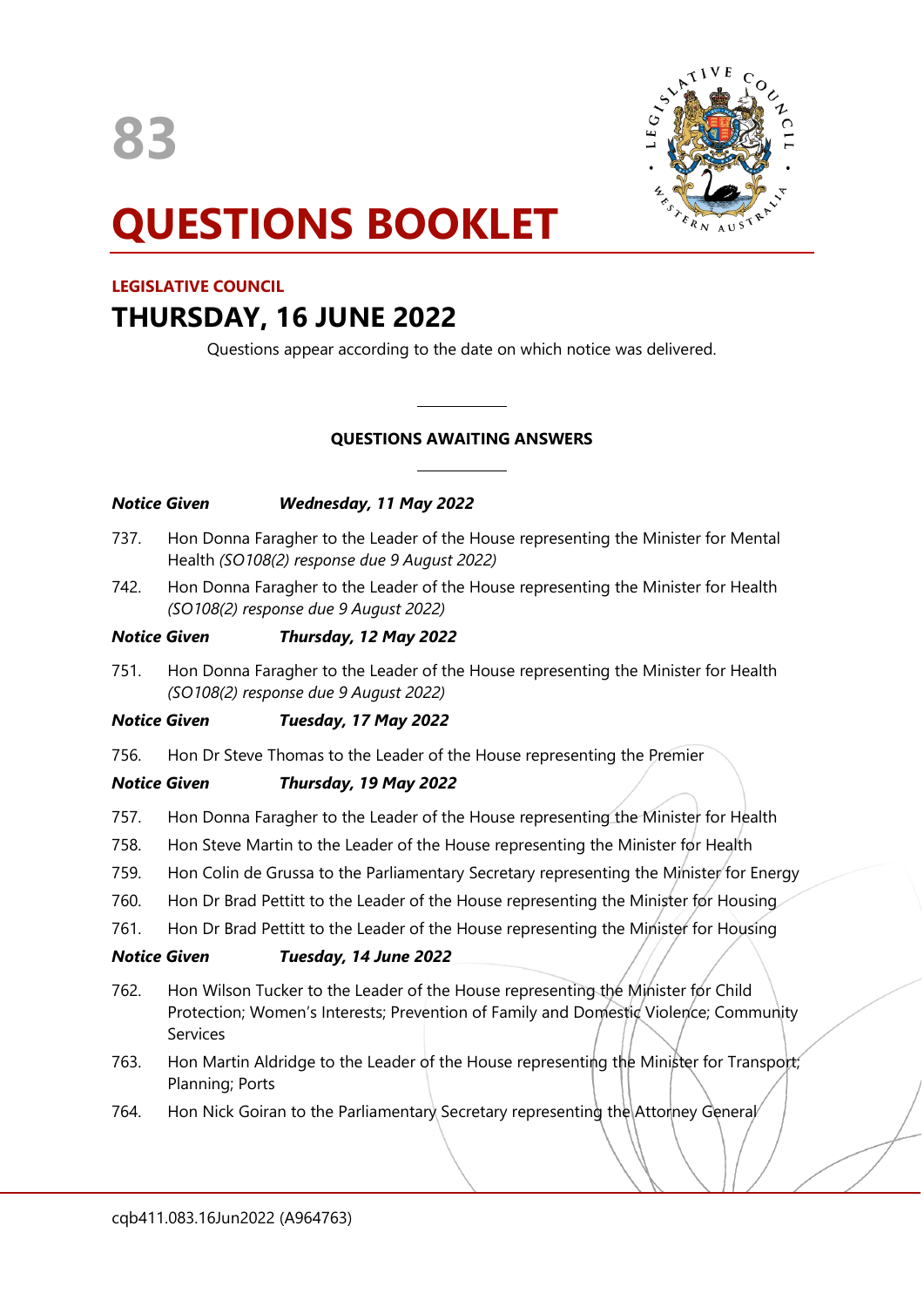83

# QUESTIONS BOOKLET

**LEGISLATIVE COUNCIL**

## THURSDAY, 16 JUNE 2022

Questions appear according to the date on which notice was delivered.

---

**QUESTIONS AWAITING ANSWERS**

---

***Notice Given Wednesday, 11 May 2022***

737. Hon Donna Faragher to the Leader of the House representing the Minister for Mental Health *(SO108(2) response due 9 August 2022)*

742. Hon Donna Faragher to the Leader of the House representing the Minister for Health *(SO108(2) response due 9 August 2022)*

***Notice Given Thursday, 12 May 2022***

751. Hon Donna Faragher to the Leader of the House representing the Minister for Health *(SO108(2) response due 9 August 2022)*

***Notice Given Tuesday, 17 May 2022***

756. Hon Dr Steve Thomas to the Leader of the House representing the Premier

***Notice Given Thursday, 19 May 2022***

757. Hon Donna Faragher to the Leader of the House representing the Minister for Health

758. Hon Steve Martin to the Leader of the House representing the Minister for Health

759. Hon Colin de Grussa to the Parliamentary Secretary representing the Minister for Energy

760. Hon Dr Brad Pettitt to the Leader of the House representing the Minister for Housing

761. Hon Dr Brad Pettitt to the Leader of the House representing the Minister for Housing

***Notice Given Tuesday, 14 June 2022***

762. Hon Wilson Tucker to the Leader of the House representing the Minister for Child Protection; Women's Interests; Prevention of Family and Domestic Violence; Community Services

763. Hon Martin Aldridge to the Leader of the House representing the Minister for Transport; Planning; Ports

764. Hon Nick Goiran to the Parliamentary Secretary representing the Attorney General

cqb411.083.16Jun2022 (A964763)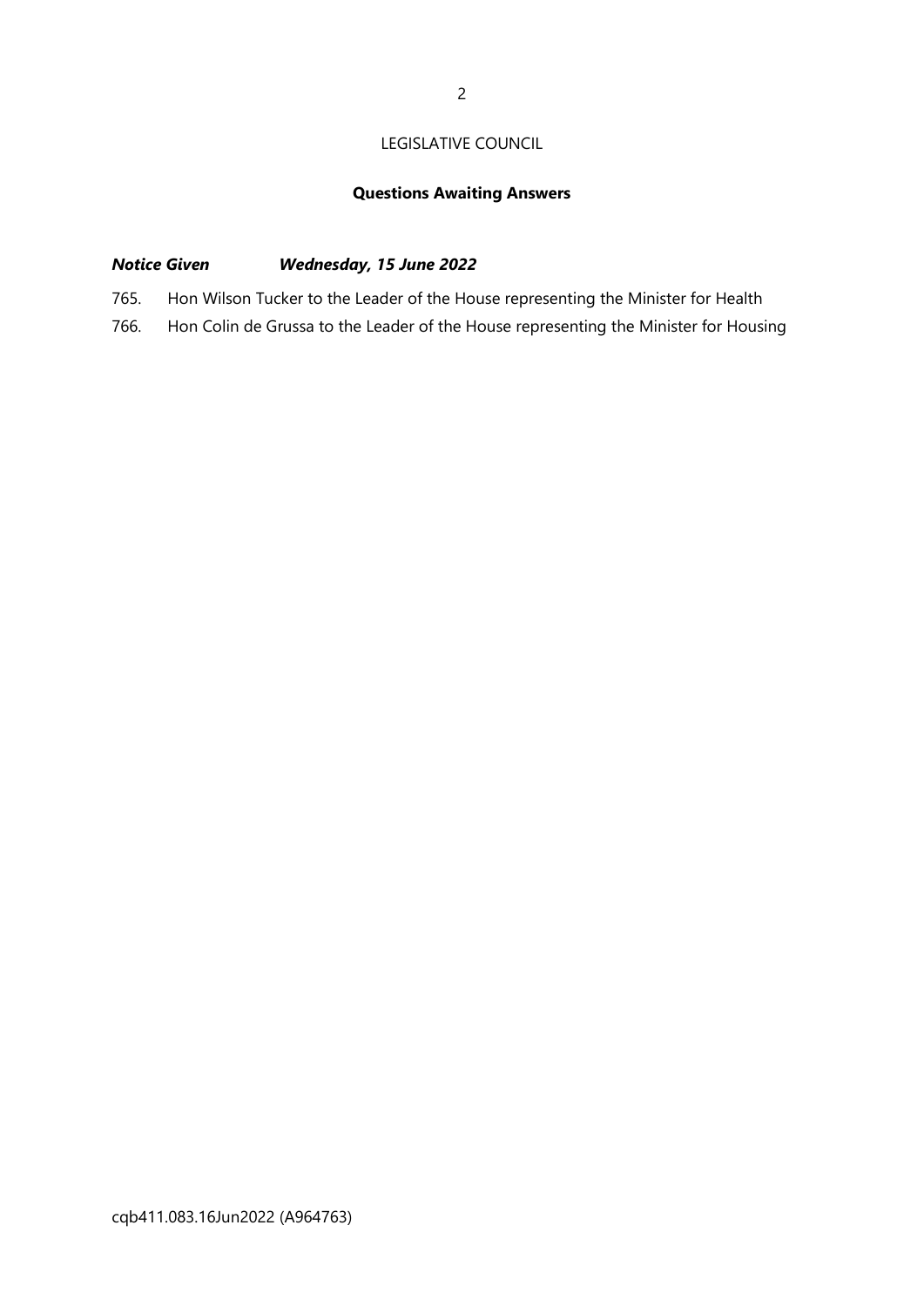LEGISLATIVE COUNCIL

## Questions Awaiting Answers

***Notice Given Wednesday, 15 June 2022***

765. Hon Wilson Tucker to the Leader of the House representing the Minister for Health
766. Hon Colin de Grussa to the Leader of the House representing the Minister for Housing

cqb411.083.16Jun2022 (A964763)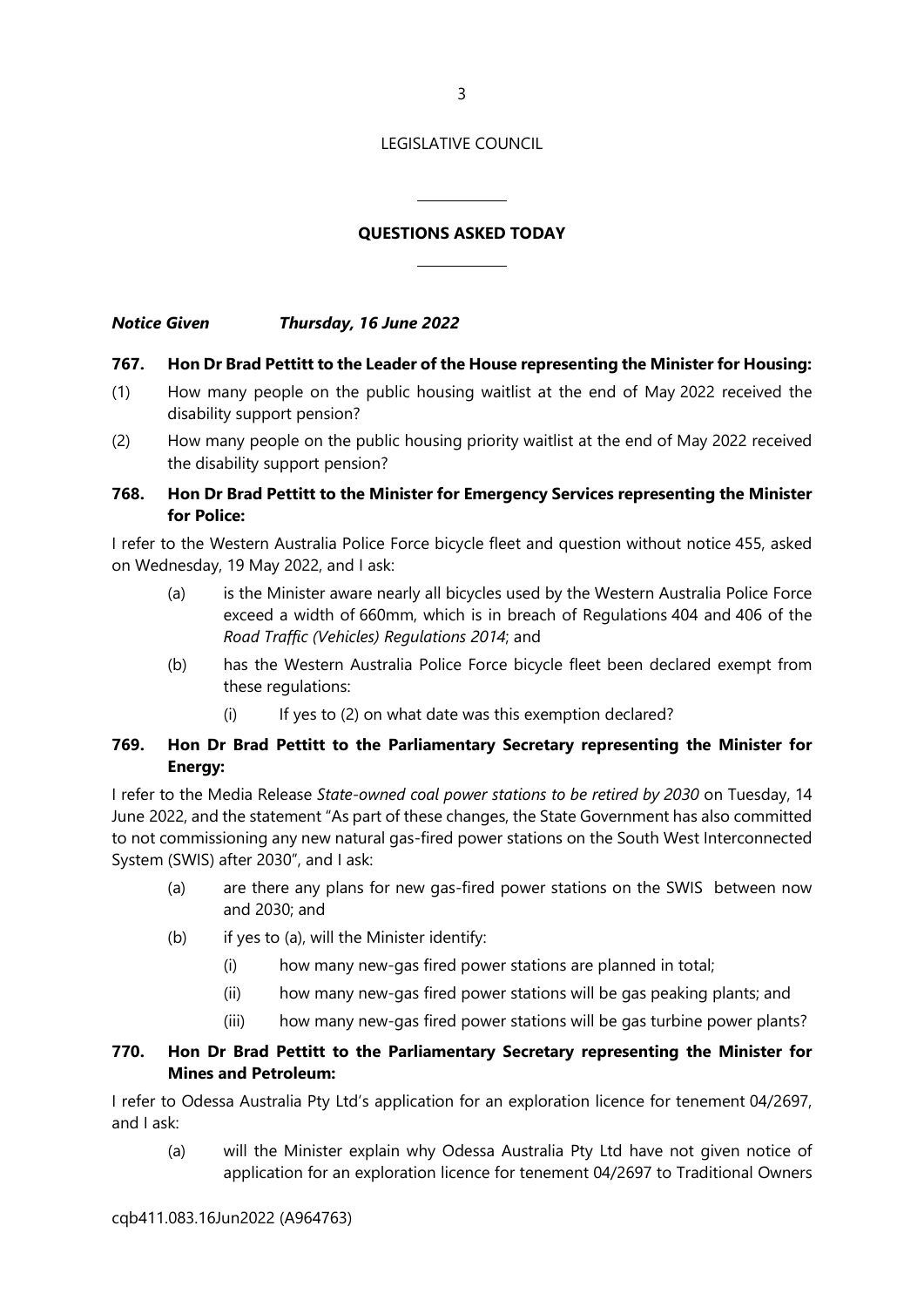LEGISLATIVE COUNCIL

## QUESTIONS ASKED TODAY

***Notice Given Thursday, 16 June 2022***

**767. Hon Dr Brad Pettitt to the Leader of the House representing the Minister for Housing:**

(1) How many people on the public housing waitlist at the end of May 2022 received the disability support pension?

(2) How many people on the public housing priority waitlist at the end of May 2022 received the disability support pension?

**768. Hon Dr Brad Pettitt to the Minister for Emergency Services representing the Minister for Police:**

I refer to the Western Australia Police Force bicycle fleet and question without notice 455, asked on Wednesday, 19 May 2022, and I ask:

(a) is the Minister aware nearly all bicycles used by the Western Australia Police Force exceed a width of 660mm, which is in breach of Regulations 404 and 406 of the *Road Traffic (Vehicles) Regulations 2014*; and

(b) has the Western Australia Police Force bicycle fleet been declared exempt from these regulations:

(i) If yes to (2) on what date was this exemption declared?

**769. Hon Dr Brad Pettitt to the Parliamentary Secretary representing the Minister for Energy:**

I refer to the Media Release *State-owned coal power stations to be retired by 2030* on Tuesday, 14 June 2022, and the statement "As part of these changes, the State Government has also committed to not commissioning any new natural gas-fired power stations on the South West Interconnected System (SWIS) after 2030", and I ask:

(a) are there any plans for new gas-fired power stations on the SWIS between now and 2030; and

(b) if yes to (a), will the Minister identify:

(i) how many new-gas fired power stations are planned in total;

(ii) how many new-gas fired power stations will be gas peaking plants; and

(iii) how many new-gas fired power stations will be gas turbine power plants?

**770. Hon Dr Brad Pettitt to the Parliamentary Secretary representing the Minister for Mines and Petroleum:**

I refer to Odessa Australia Pty Ltd's application for an exploration licence for tenement 04/2697, and I ask:

(a) will the Minister explain why Odessa Australia Pty Ltd have not given notice of application for an exploration licence for tenement 04/2697 to Traditional Owners

cqb411.083.16Jun2022 (A964763)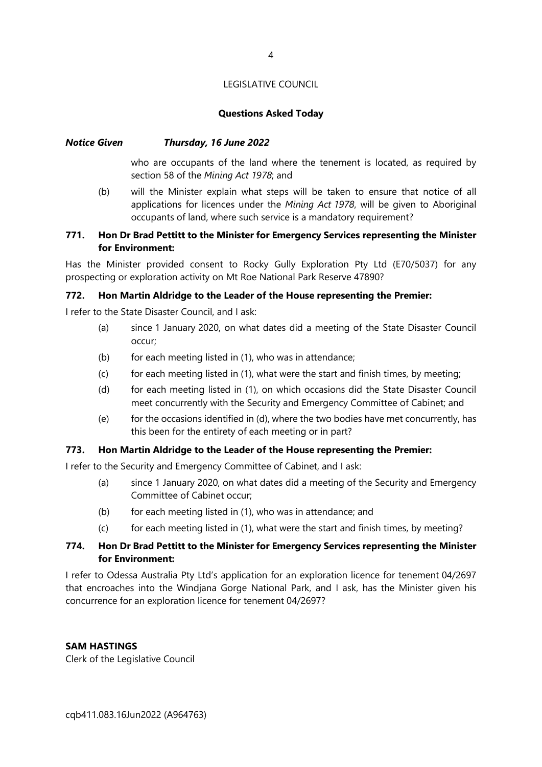LEGISLATIVE COUNCIL

**Questions Asked Today**

***Notice Given Thursday, 16 June 2022***

who are occupants of the land where the tenement is located, as required by section 58 of the *Mining Act 1978*; and

(b) will the Minister explain what steps will be taken to ensure that notice of all applications for licences under the *Mining Act 1978*, will be given to Aboriginal occupants of land, where such service is a mandatory requirement?

**771. Hon Dr Brad Pettitt to the Minister for Emergency Services representing the Minister for Environment:**

Has the Minister provided consent to Rocky Gully Exploration Pty Ltd (E70/5037) for any prospecting or exploration activity on Mt Roe National Park Reserve 47890?

**772. Hon Martin Aldridge to the Leader of the House representing the Premier:**

I refer to the State Disaster Council, and I ask:

(a) since 1 January 2020, on what dates did a meeting of the State Disaster Council occur;

(b) for each meeting listed in (1), who was in attendance;

(c) for each meeting listed in (1), what were the start and finish times, by meeting;

(d) for each meeting listed in (1), on which occasions did the State Disaster Council meet concurrently with the Security and Emergency Committee of Cabinet; and

(e) for the occasions identified in (d), where the two bodies have met concurrently, has this been for the entirety of each meeting or in part?

**773. Hon Martin Aldridge to the Leader of the House representing the Premier:**

I refer to the Security and Emergency Committee of Cabinet, and I ask:

(a) since 1 January 2020, on what dates did a meeting of the Security and Emergency Committee of Cabinet occur;

(b) for each meeting listed in (1), who was in attendance; and

(c) for each meeting listed in (1), what were the start and finish times, by meeting?

**774. Hon Dr Brad Pettitt to the Minister for Emergency Services representing the Minister for Environment:**

I refer to Odessa Australia Pty Ltd's application for an exploration licence for tenement 04/2697 that encroaches into the Windjana Gorge National Park, and I ask, has the Minister given his concurrence for an exploration licence for tenement 04/2697?

**SAM HASTINGS**
Clerk of the Legislative Council

cqb411.083.16Jun2022 (A964763)